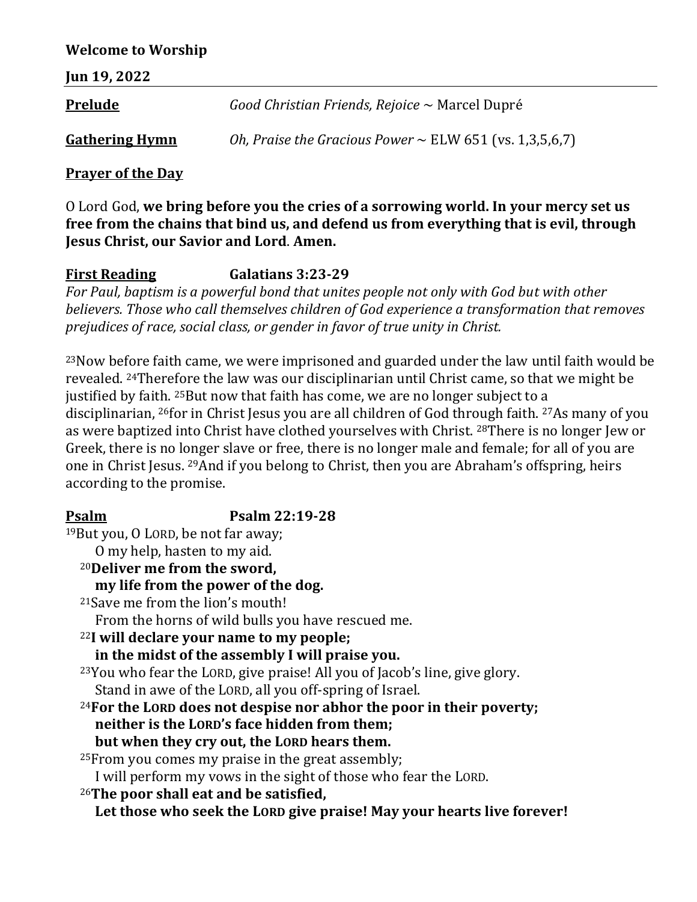**Welcome to Worship**

**Jun 19, 2022**

---

**<u>Prelude</u>** *Good Christian Friends, Rejoice* ~ Marcel Dupré

**<u>Gathering Hymn</u>** *Oh, Praise the Gracious Power* ~ ELW 651 (vs. 1,3,5,6,7)

**<u>Prayer of the Day</u>**

O Lord God, **we bring before you the cries of a sorrowing world. In your mercy set us free from the chains that bind us, and defend us from everything that is evil, through Jesus Christ, our Savior and Lord**. **Amen.**

**<u>First Reading</u>** **Galatians 3:23-29**

*For Paul, baptism is a powerful bond that unites people not only with God but with other believers. Those who call themselves children of God experience a transformation that removes prejudices of race, social class, or gender in favor of true unity in Christ.*

[23]Now before faith came, we were imprisoned and guarded under the law until faith would be revealed. [24]Therefore the law was our disciplinarian until Christ came, so that we might be justified by faith. [25]But now that faith has come, we are no longer subject to a disciplinarian, [26]for in Christ Jesus you are all children of God through faith. [27]As many of you as were baptized into Christ have clothed yourselves with Christ. [28]There is no longer Jew or Greek, there is no longer slave or free, there is no longer male and female; for all of you are one in Christ Jesus. [29]And if you belong to Christ, then you are Abraham's offspring, heirs according to the promise.

**<u>Psalm</u>** **Psalm 22:19-28**

[19]But you, O LORD, be not far away;
O my help, hasten to my aid.
[20]**Deliver me from the sword,**
**my life from the power of the dog.**
[21]Save me from the lion's mouth!
From the horns of wild bulls you have rescued me.
[22]**I will declare your name to my people;**
**in the midst of the assembly I will praise you.**
[23]You who fear the LORD, give praise! All you of Jacob's line, give glory.
Stand in awe of the LORD, all you off-spring of Israel.
[24]**For the LORD does not despise nor abhor the poor in their poverty;**
**neither is the LORD's face hidden from them;**
**but when they cry out, the LORD hears them.**
[25]From you comes my praise in the great assembly;
I will perform my vows in the sight of those who fear the LORD.
[26]**The poor shall eat and be satisfied,**
**Let those who seek the LORD give praise! May your hearts live forever!**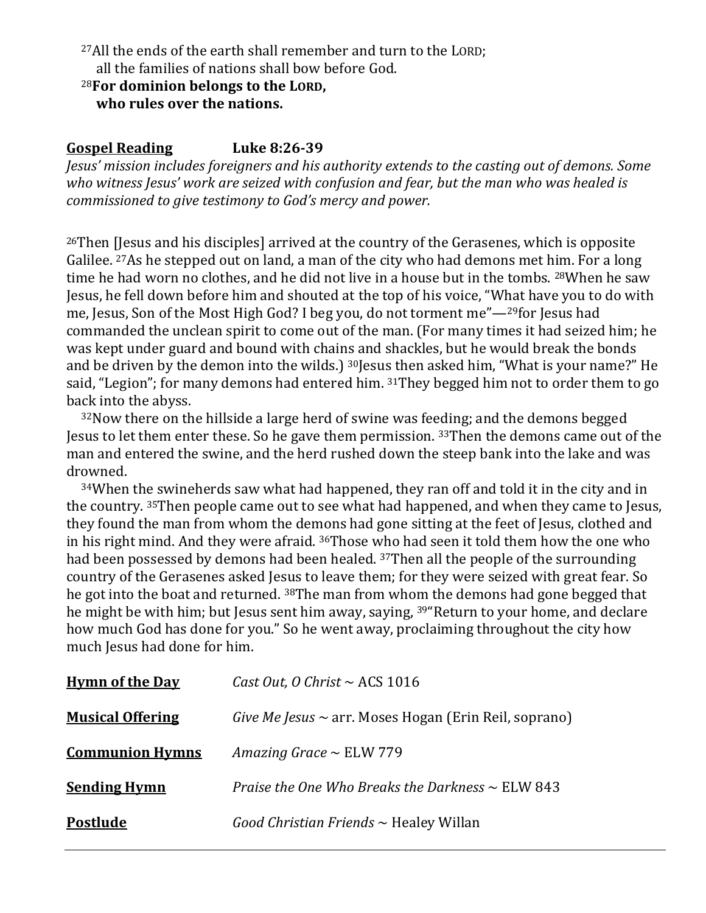[27]All the ends of the earth shall remember and turn to the LORD;
all the families of nations shall bow before God.
[28]**For dominion belongs to the LORD,
who rules over the nations.**

**Gospel Reading** **Luke 8:26-39**

*Jesus' mission includes foreigners and his authority extends to the casting out of demons. Some who witness Jesus' work are seized with confusion and fear, but the man who was healed is commissioned to give testimony to God's mercy and power.*

[26]Then [Jesus and his disciples] arrived at the country of the Gerasenes, which is opposite Galilee. [27]As he stepped out on land, a man of the city who had demons met him. For a long time he had worn no clothes, and he did not live in a house but in the tombs. [28]When he saw Jesus, he fell down before him and shouted at the top of his voice, "What have you to do with me, Jesus, Son of the Most High God? I beg you, do not torment me"—[29]for Jesus had commanded the unclean spirit to come out of the man. (For many times it had seized him; he was kept under guard and bound with chains and shackles, but he would break the bonds and be driven by the demon into the wilds.) [30]Jesus then asked him, "What is your name?" He said, "Legion"; for many demons had entered him. [31]They begged him not to order them to go back into the abyss.

[32]Now there on the hillside a large herd of swine was feeding; and the demons begged Jesus to let them enter these. So he gave them permission. [33]Then the demons came out of the man and entered the swine, and the herd rushed down the steep bank into the lake and was drowned.

[34]When the swineherds saw what had happened, they ran off and told it in the city and in the country. [35]Then people came out to see what had happened, and when they came to Jesus, they found the man from whom the demons had gone sitting at the feet of Jesus, clothed and in his right mind. And they were afraid. [36]Those who had seen it told them how the one who had been possessed by demons had been healed. [37]Then all the people of the surrounding country of the Gerasenes asked Jesus to leave them; for they were seized with great fear. So he got into the boat and returned. [38]The man from whom the demons had gone begged that he might be with him; but Jesus sent him away, saying, [39]"Return to your home, and declare how much God has done for you." So he went away, proclaiming throughout the city how much Jesus had done for him.

**Hymn of the Day** *Cast Out, O Christ* ~ ACS 1016

**Musical Offering** *Give Me Jesus* ~ arr. Moses Hogan (Erin Reil, soprano)

**Communion Hymns** *Amazing Grace* ~ ELW 779

**Sending Hymn** *Praise the One Who Breaks the Darkness* ~ ELW 843

**Postlude** *Good Christian Friends* ~ Healey Willan